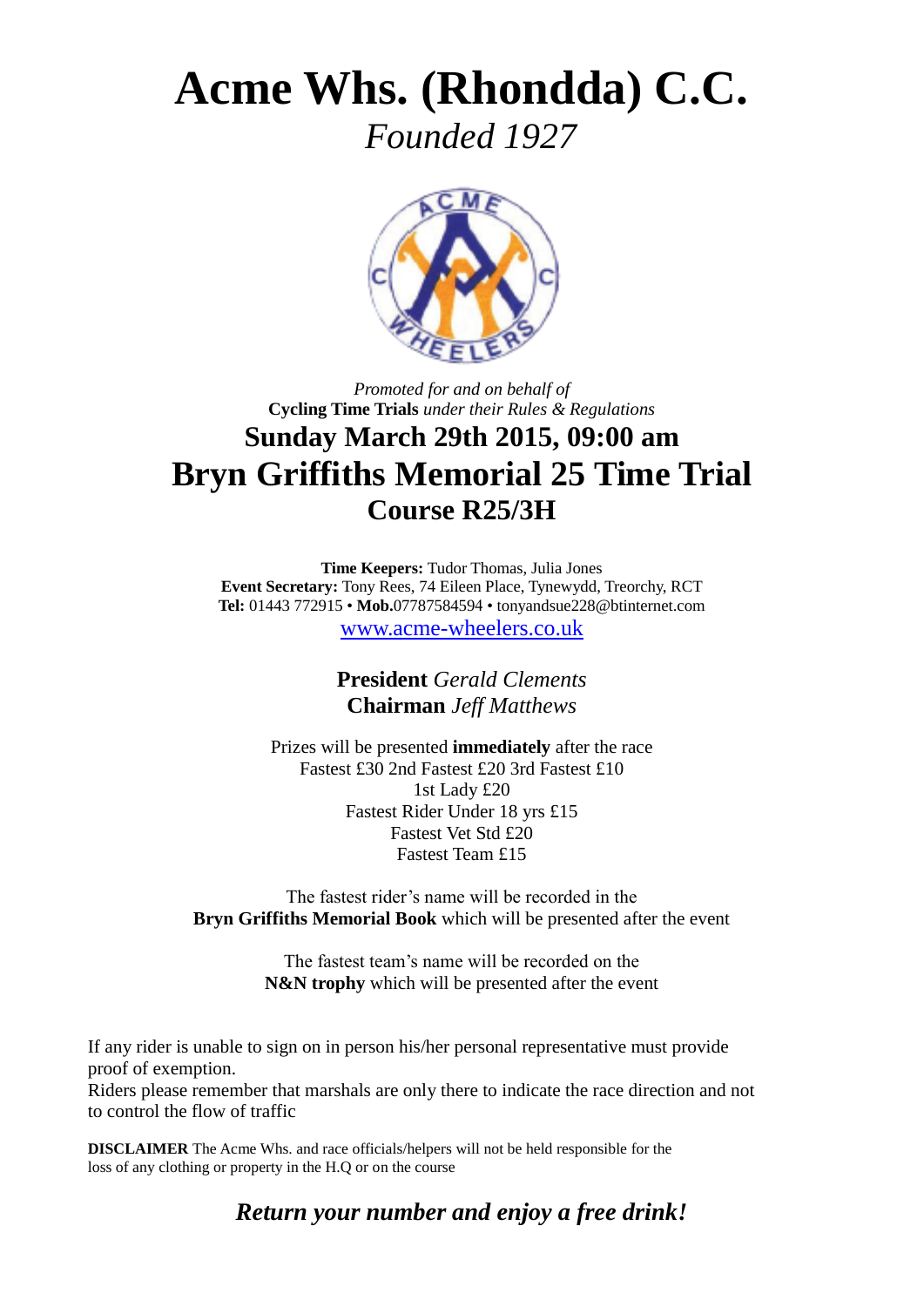# Acme Whs. (Rhondda) C.C.

*Founded 1927*

*Promoted for and on behalf of*
**Cycling Time Trials** *under their Rules & Regulations*

## Sunday March 29th 2015, 09:00 am

## Bryn Griffiths Memorial 25 Time Trial

## Course R25/3H

**Time Keepers:** Tudor Thomas, Julia Jones
**Event Secretary:** Tony Rees, 74 Eileen Place, Tynewydd, Treorchy, RCT
**Tel:** 01443 772915 • **Mob.**07787584594 • tonyandsue228@btinternet.com
www.acme-wheelers.co.uk

**President** *Gerald Clements*
**Chairman** *Jeff Matthews*

Prizes will be presented **immediately** after the race
Fastest £30 2nd Fastest £20 3rd Fastest £10
1st Lady £20
Fastest Rider Under 18 yrs £15
Fastest Vet Std £20
Fastest Team £15

The fastest rider's name will be recorded in the
**Bryn Griffiths Memorial Book** which will be presented after the event

The fastest team's name will be recorded on the
**N&N trophy** which will be presented after the event

If any rider is unable to sign on in person his/her personal representative must provide proof of exemption.
Riders please remember that marshals are only there to indicate the race direction and not to control the flow of traffic

**DISCLAIMER** The Acme Whs. and race officials/helpers will not be held responsible for the loss of any clothing or property in the H.Q or on the course

***Return your number and enjoy a free drink!***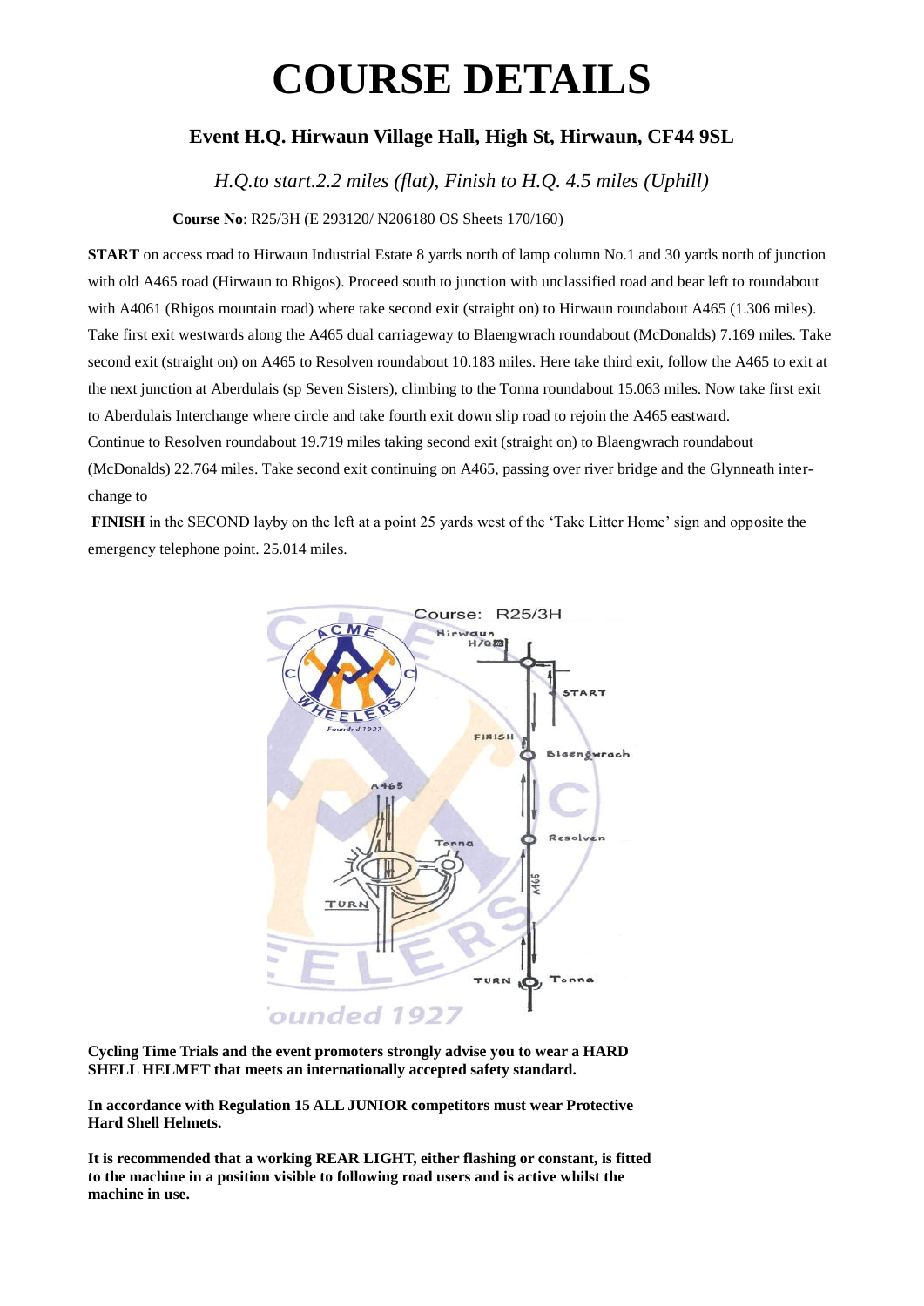# COURSE DETAILS

## Event H.Q. Hirwaun Village Hall, High St, Hirwaun, CF44 9SL

*H.Q.to start.2.2 miles (flat), Finish to H.Q. 4.5 miles (Uphill)*

**Course No**: R25/3H (E 293120/ N206180 OS Sheets 170/160)

**START** on access road to Hirwaun Industrial Estate 8 yards north of lamp column No.1 and 30 yards north of junction with old A465 road (Hirwaun to Rhigos). Proceed south to junction with unclassified road and bear left to roundabout with A4061 (Rhigos mountain road) where take second exit (straight on) to Hirwaun roundabout A465 (1.306 miles). Take first exit westwards along the A465 dual carriageway to Blaengwrach roundabout (McDonalds) 7.169 miles. Take second exit (straight on) on A465 to Resolven roundabout 10.183 miles. Here take third exit, follow the A465 to exit at the next junction at Aberdulais (sp Seven Sisters), climbing to the Tonna roundabout 15.063 miles. Now take first exit to Aberdulais Interchange where circle and take fourth exit down slip road to rejoin the A465 eastward. Continue to Resolven roundabout 19.719 miles taking second exit (straight on) to Blaengwrach roundabout (McDonalds) 22.764 miles. Take second exit continuing on A465, passing over river bridge and the Glynneath interchange to

**FINISH** in the SECOND layby on the left at a point 25 yards west of the 'Take Litter Home' sign and opposite the emergency telephone point. 25.014 miles.

Course: R25/3H

Hirwaun H/Q

START

FINISH

Blaengwrach

A465

Tonna

Resolven

TURN

A465

TURN

Tonna

**Cycling Time Trials and the event promoters strongly advise you to wear a HARD SHELL HELMET that meets an internationally accepted safety standard.**

**In accordance with Regulation 15 ALL JUNIOR competitors must wear Protective Hard Shell Helmets.**

**It is recommended that a working REAR LIGHT, either flashing or constant, is fitted to the machine in a position visible to following road users and is active whilst the machine in use.**